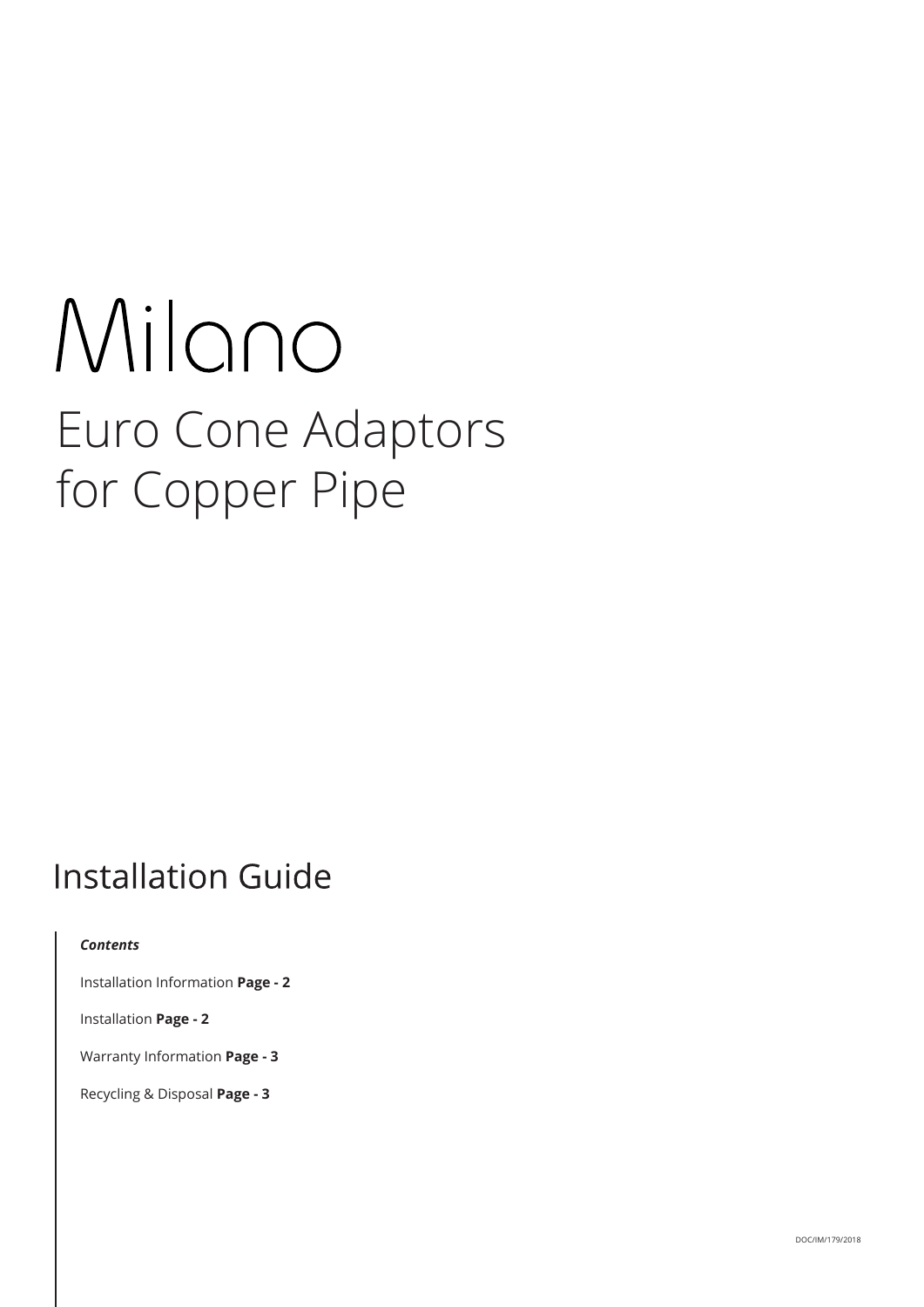# Milano

## Euro Cone Adaptors for Copper Pipe

## Installation Guide

***Contents***

Installation Information **Page - 2**

Installation **Page - 2**

Warranty Information **Page - 3**

Recycling & Disposal **Page - 3**

DOC/IM/179/2018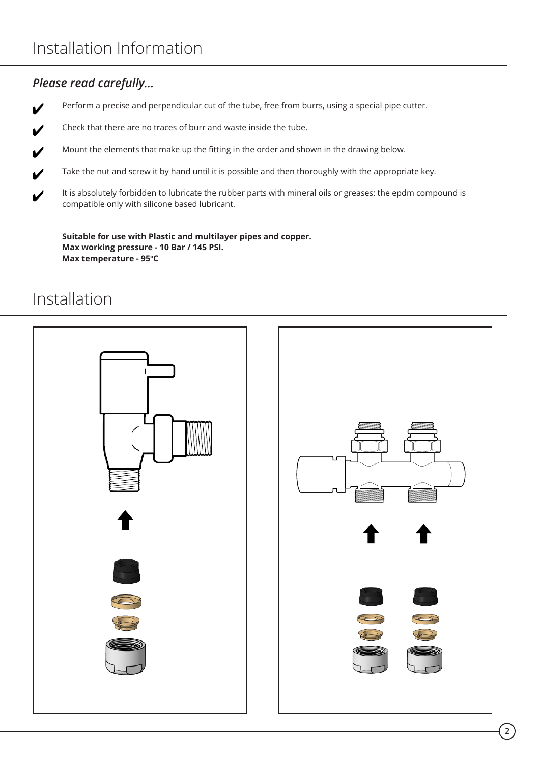# Installation Information

## *Please read carefully...*

- ✔ Perform a precise and perpendicular cut of the tube, free from burrs, using a special pipe cutter.
- ✔ Check that there are no traces of burr and waste inside the tube.
- ✔ Mount the elements that make up the fitting in the order and shown in the drawing below.
- ✔ Take the nut and screw it by hand until it is possible and then thoroughly with the appropriate key.
- ✔ It is absolutely forbidden to lubricate the rubber parts with mineral oils or greases: the epdm compound is compatible only with silicone based lubricant.

**Suitable for use with Plastic and multilayer pipes and copper.**
**Max working pressure - 10 Bar / 145 PSI.**
**Max temperature - 95ºC**

# Installation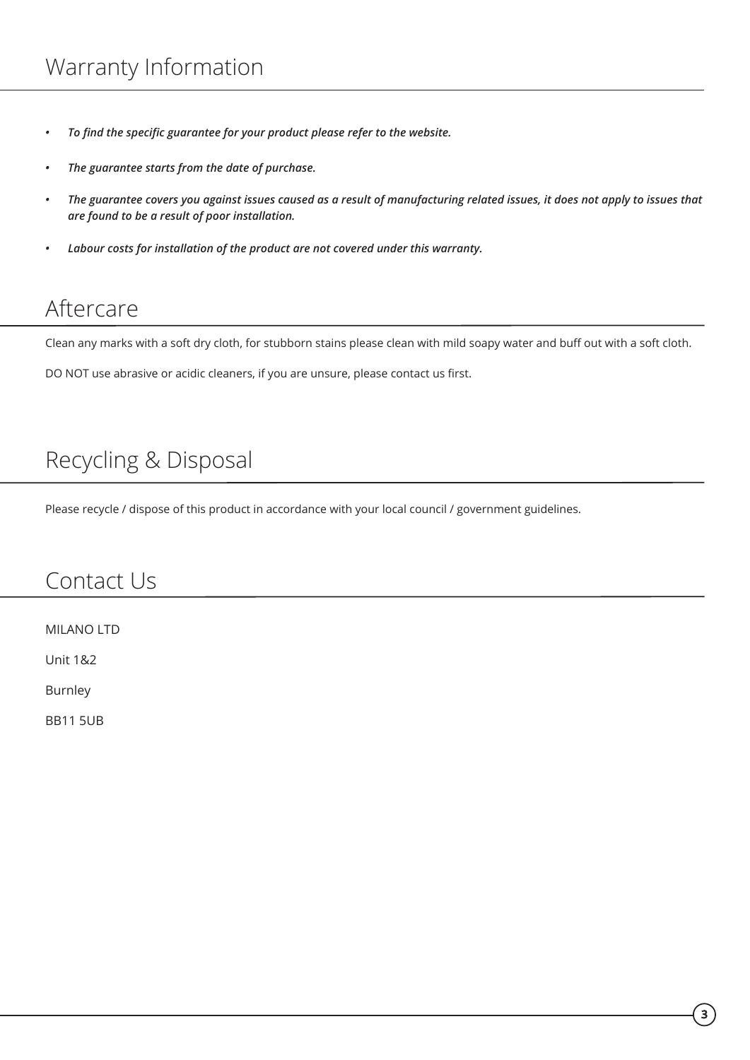# Warranty Information

- ***To find the specific guarantee for your product please refer to the website.***
- ***The guarantee starts from the date of purchase.***
- ***The guarantee covers you against issues caused as a result of manufacturing related issues, it does not apply to issues that are found to be a result of poor installation.***
- ***Labour costs for installation of the product are not covered under this warranty.***

# Aftercare

Clean any marks with a soft dry cloth, for stubborn stains please clean with mild soapy water and buff out with a soft cloth.

DO NOT use abrasive or acidic cleaners, if you are unsure, please contact us first.

# Recycling & Disposal

Please recycle / dispose of this product in accordance with your local council / government guidelines.

# Contact Us

MILANO LTD

Unit 1&2

Burnley

BB11 5UB